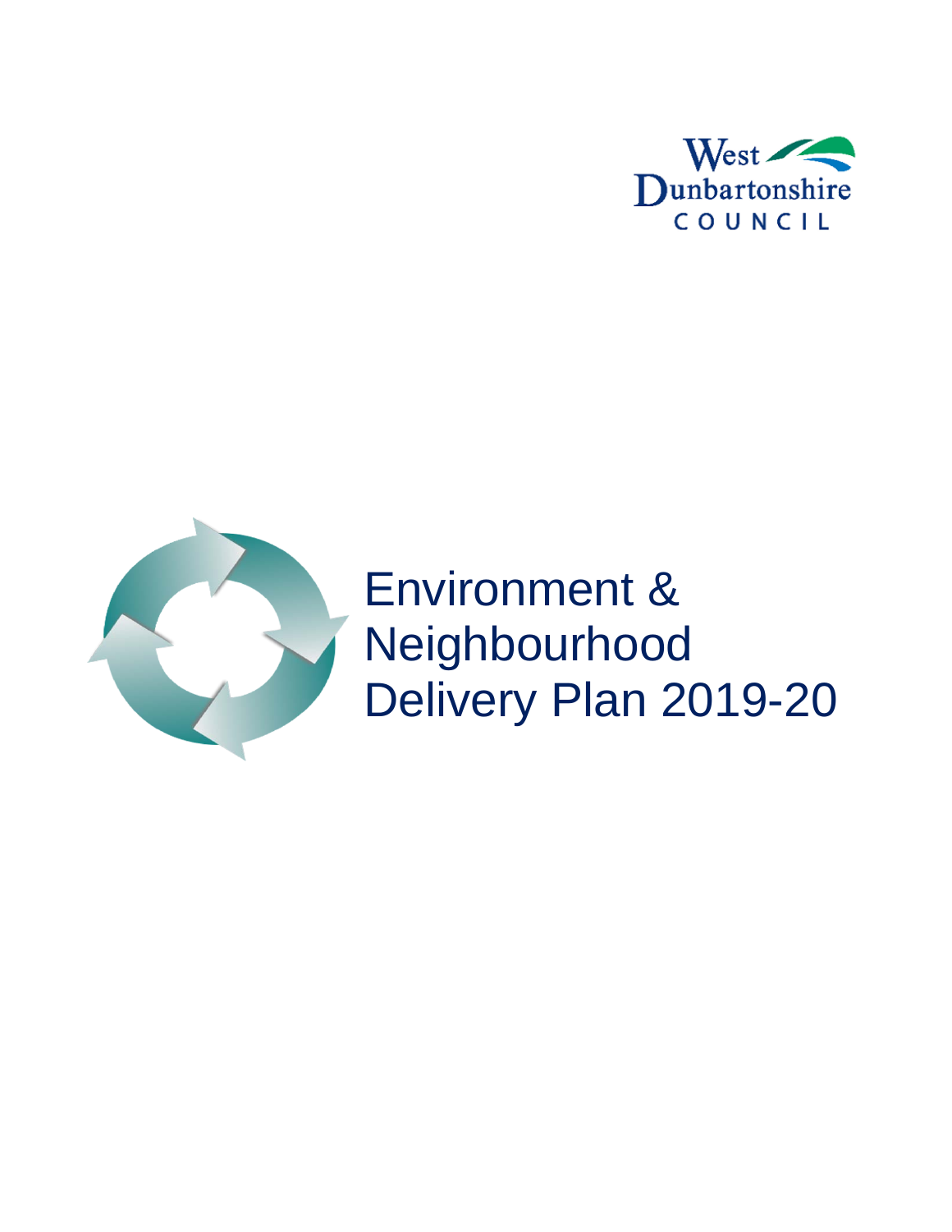West Dunbartonshire COUNCIL

# Environment & Neighbourhood Delivery Plan 2019-20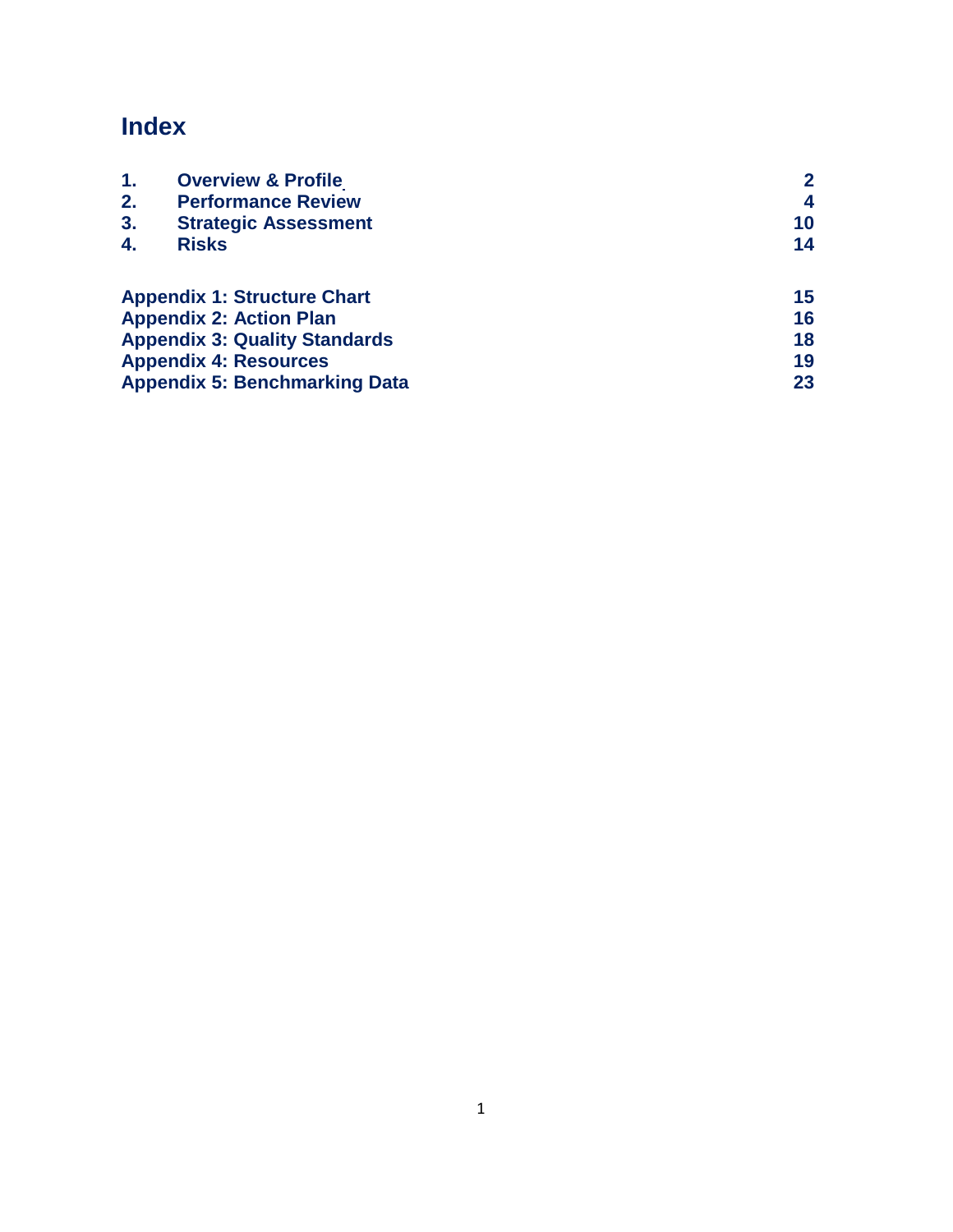# Index

| | | |
|---|---|---|
| 1. | Overview & Profile | 2 |
| 2. | Performance Review | 4 |
| 3. | Strategic Assessment | 10 |
| 4. | Risks | 14 |

| | |
|---|---|
| Appendix 1: Structure Chart | 15 |
| Appendix 2: Action Plan | 16 |
| Appendix 3: Quality Standards | 18 |
| Appendix 4: Resources | 19 |
| Appendix 5: Benchmarking Data | 23 |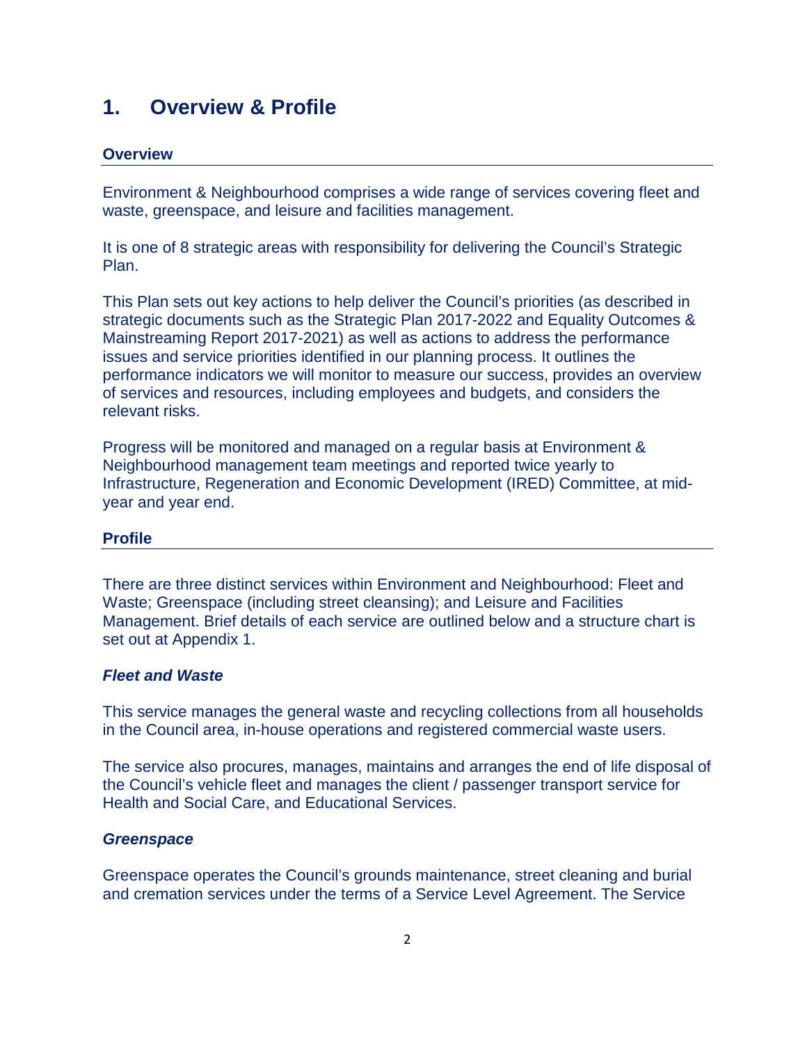# 1. Overview & Profile

## Overview

Environment & Neighbourhood comprises a wide range of services covering fleet and waste, greenspace, and leisure and facilities management.

It is one of 8 strategic areas with responsibility for delivering the Council's Strategic Plan.

This Plan sets out key actions to help deliver the Council's priorities (as described in strategic documents such as the Strategic Plan 2017-2022 and Equality Outcomes & Mainstreaming Report 2017-2021) as well as actions to address the performance issues and service priorities identified in our planning process. It outlines the performance indicators we will monitor to measure our success, provides an overview of services and resources, including employees and budgets, and considers the relevant risks.

Progress will be monitored and managed on a regular basis at Environment & Neighbourhood management team meetings and reported twice yearly to Infrastructure, Regeneration and Economic Development (IRED) Committee, at mid-year and year end.

## Profile

There are three distinct services within Environment and Neighbourhood: Fleet and Waste; Greenspace (including street cleansing); and Leisure and Facilities Management. Brief details of each service are outlined below and a structure chart is set out at Appendix 1.

### *Fleet and Waste*

This service manages the general waste and recycling collections from all households in the Council area, in-house operations and registered commercial waste users.

The service also procures, manages, maintains and arranges the end of life disposal of the Council's vehicle fleet and manages the client / passenger transport service for Health and Social Care, and Educational Services.

### *Greenspace*

Greenspace operates the Council's grounds maintenance, street cleaning and burial and cremation services under the terms of a Service Level Agreement. The Service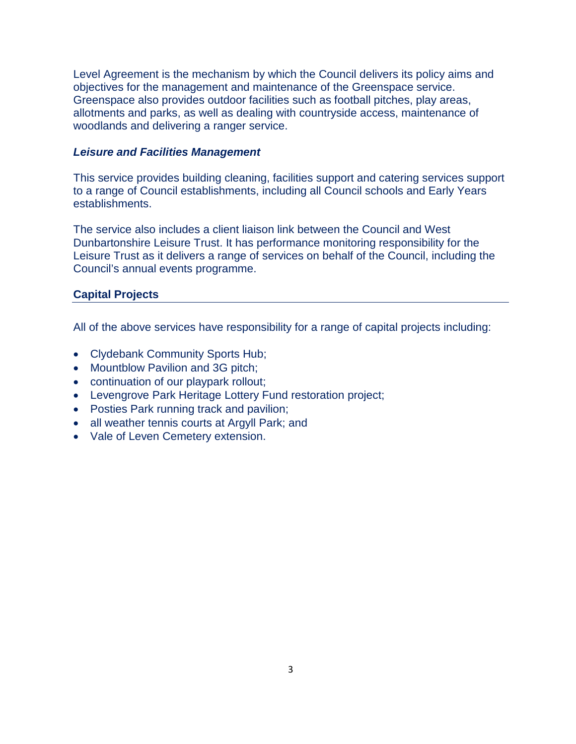Level Agreement is the mechanism by which the Council delivers its policy aims and objectives for the management and maintenance of the Greenspace service. Greenspace also provides outdoor facilities such as football pitches, play areas, allotments and parks, as well as dealing with countryside access, maintenance of woodlands and delivering a ranger service.

### ***Leisure and Facilities Management***

This service provides building cleaning, facilities support and catering services support to a range of Council establishments, including all Council schools and Early Years establishments.

The service also includes a client liaison link between the Council and West Dunbartonshire Leisure Trust. It has performance monitoring responsibility for the Leisure Trust as it delivers a range of services on behalf of the Council, including the Council's annual events programme.

## **Capital Projects**

All of the above services have responsibility for a range of capital projects including:

- Clydebank Community Sports Hub;
- Mountblow Pavilion and 3G pitch;
- continuation of our playpark rollout;
- Levengrove Park Heritage Lottery Fund restoration project;
- Posties Park running track and pavilion;
- all weather tennis courts at Argyll Park; and
- Vale of Leven Cemetery extension.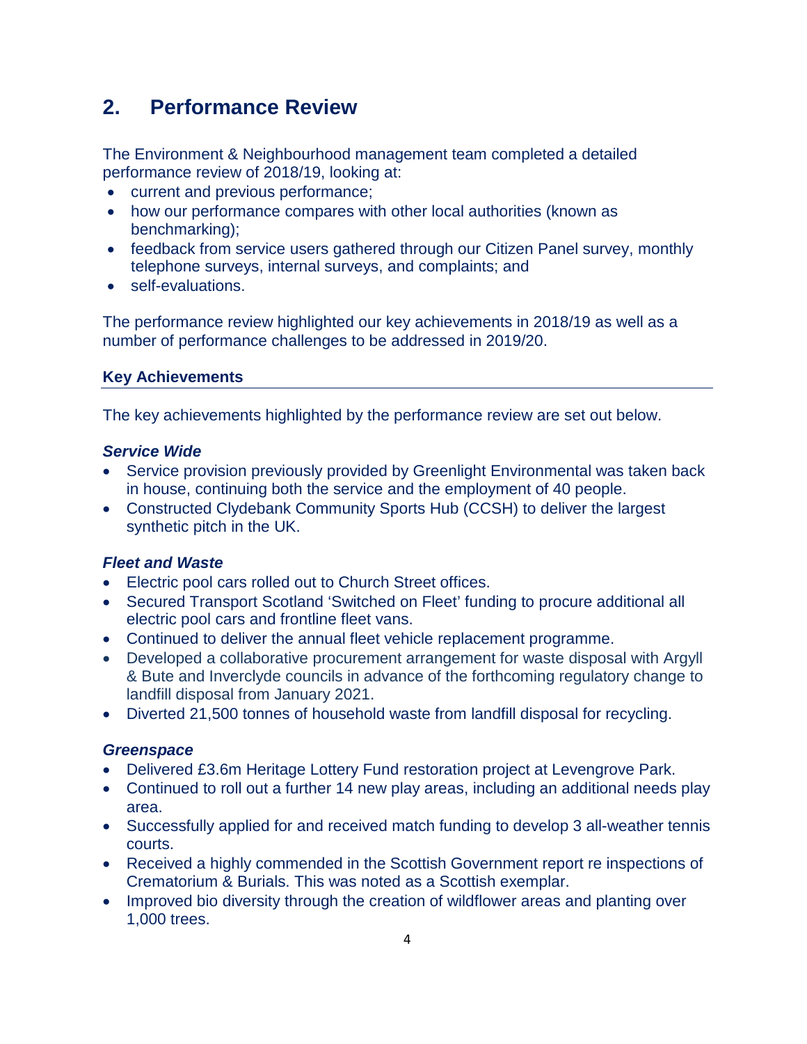## 2. Performance Review

The Environment & Neighbourhood management team completed a detailed performance review of 2018/19, looking at:

- current and previous performance;
- how our performance compares with other local authorities (known as benchmarking);
- feedback from service users gathered through our Citizen Panel survey, monthly telephone surveys, internal surveys, and complaints; and
- self-evaluations.

The performance review highlighted our key achievements in 2018/19 as well as a number of performance challenges to be addressed in 2019/20.

### Key Achievements

The key achievements highlighted by the performance review are set out below.

***Service Wide***

- Service provision previously provided by Greenlight Environmental was taken back in house, continuing both the service and the employment of 40 people.
- Constructed Clydebank Community Sports Hub (CCSH) to deliver the largest synthetic pitch in the UK.

***Fleet and Waste***

- Electric pool cars rolled out to Church Street offices.
- Secured Transport Scotland 'Switched on Fleet' funding to procure additional all electric pool cars and frontline fleet vans.
- Continued to deliver the annual fleet vehicle replacement programme.
- Developed a collaborative procurement arrangement for waste disposal with Argyll & Bute and Inverclyde councils in advance of the forthcoming regulatory change to landfill disposal from January 2021.
- Diverted 21,500 tonnes of household waste from landfill disposal for recycling.

***Greenspace***

- Delivered £3.6m Heritage Lottery Fund restoration project at Levengrove Park.
- Continued to roll out a further 14 new play areas, including an additional needs play area.
- Successfully applied for and received match funding to develop 3 all-weather tennis courts.
- Received a highly commended in the Scottish Government report re inspections of Crematorium & Burials. This was noted as a Scottish exemplar.
- Improved bio diversity through the creation of wildflower areas and planting over 1,000 trees.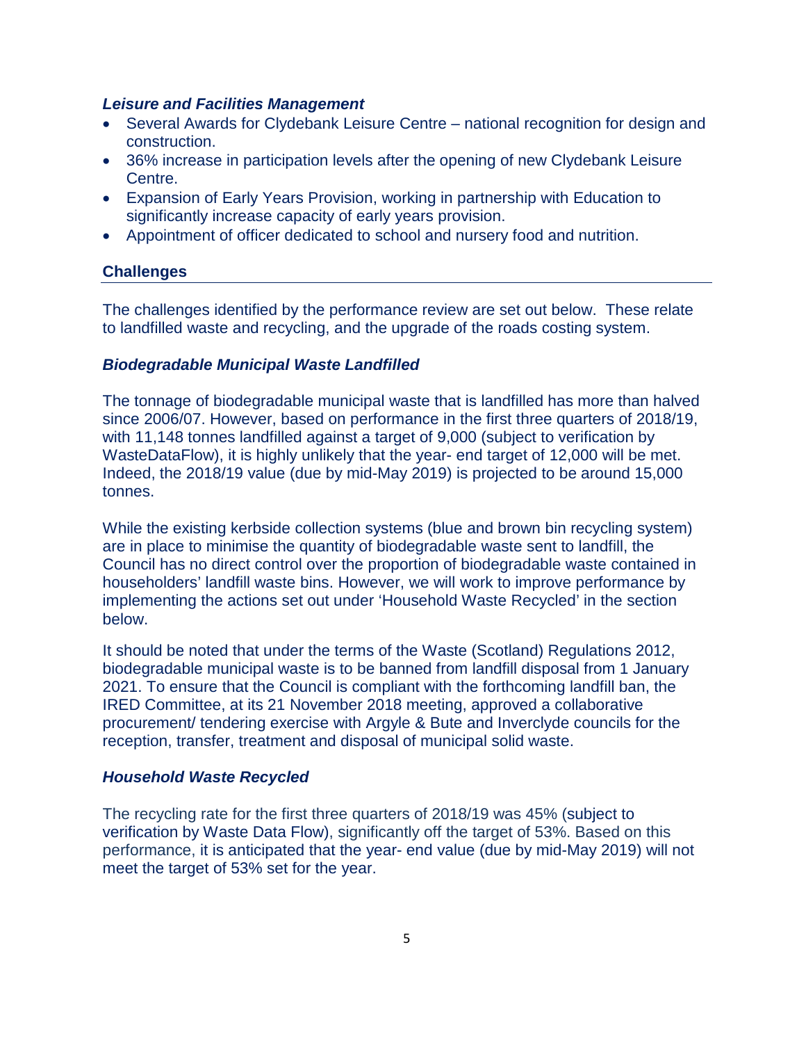### *Leisure and Facilities Management*

- Several Awards for Clydebank Leisure Centre – national recognition for design and construction.
- 36% increase in participation levels after the opening of new Clydebank Leisure Centre.
- Expansion of Early Years Provision, working in partnership with Education to significantly increase capacity of early years provision.
- Appointment of officer dedicated to school and nursery food and nutrition.

## Challenges

The challenges identified by the performance review are set out below. These relate to landfilled waste and recycling, and the upgrade of the roads costing system.

### *Biodegradable Municipal Waste Landfilled*

The tonnage of biodegradable municipal waste that is landfilled has more than halved since 2006/07. However, based on performance in the first three quarters of 2018/19, with 11,148 tonnes landfilled against a target of 9,000 (subject to verification by WasteDataFlow), it is highly unlikely that the year- end target of 12,000 will be met. Indeed, the 2018/19 value (due by mid-May 2019) is projected to be around 15,000 tonnes.

While the existing kerbside collection systems (blue and brown bin recycling system) are in place to minimise the quantity of biodegradable waste sent to landfill, the Council has no direct control over the proportion of biodegradable waste contained in householders' landfill waste bins. However, we will work to improve performance by implementing the actions set out under 'Household Waste Recycled' in the section below.

It should be noted that under the terms of the Waste (Scotland) Regulations 2012, biodegradable municipal waste is to be banned from landfill disposal from 1 January 2021. To ensure that the Council is compliant with the forthcoming landfill ban, the IRED Committee, at its 21 November 2018 meeting, approved a collaborative procurement/ tendering exercise with Argyle & Bute and Inverclyde councils for the reception, transfer, treatment and disposal of municipal solid waste.

### *Household Waste Recycled*

The recycling rate for the first three quarters of 2018/19 was 45% (subject to verification by Waste Data Flow), significantly off the target of 53%. Based on this performance, it is anticipated that the year- end value (due by mid-May 2019) will not meet the target of 53% set for the year.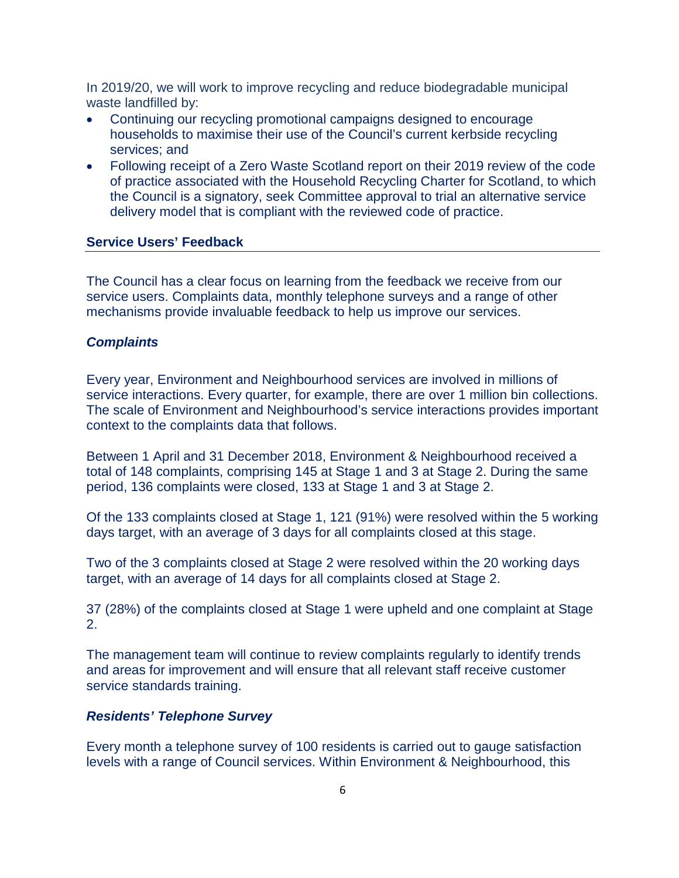In 2019/20, we will work to improve recycling and reduce biodegradable municipal waste landfilled by:

- Continuing our recycling promotional campaigns designed to encourage households to maximise their use of the Council's current kerbside recycling services; and
- Following receipt of a Zero Waste Scotland report on their 2019 review of the code of practice associated with the Household Recycling Charter for Scotland, to which the Council is a signatory, seek Committee approval to trial an alternative service delivery model that is compliant with the reviewed code of practice.

## Service Users' Feedback

The Council has a clear focus on learning from the feedback we receive from our service users. Complaints data, monthly telephone surveys and a range of other mechanisms provide invaluable feedback to help us improve our services.

### *Complaints*

Every year, Environment and Neighbourhood services are involved in millions of service interactions. Every quarter, for example, there are over 1 million bin collections. The scale of Environment and Neighbourhood's service interactions provides important context to the complaints data that follows.

Between 1 April and 31 December 2018, Environment & Neighbourhood received a total of 148 complaints, comprising 145 at Stage 1 and 3 at Stage 2. During the same period, 136 complaints were closed, 133 at Stage 1 and 3 at Stage 2.

Of the 133 complaints closed at Stage 1, 121 (91%) were resolved within the 5 working days target, with an average of 3 days for all complaints closed at this stage.

Two of the 3 complaints closed at Stage 2 were resolved within the 20 working days target, with an average of 14 days for all complaints closed at Stage 2.

37 (28%) of the complaints closed at Stage 1 were upheld and one complaint at Stage 2.

The management team will continue to review complaints regularly to identify trends and areas for improvement and will ensure that all relevant staff receive customer service standards training.

### *Residents' Telephone Survey*

Every month a telephone survey of 100 residents is carried out to gauge satisfaction levels with a range of Council services. Within Environment & Neighbourhood, this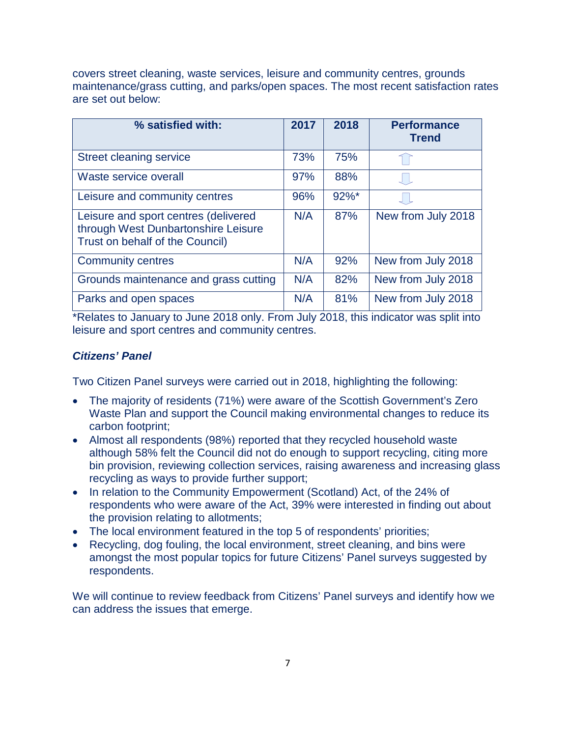covers street cleaning, waste services, leisure and community centres, grounds maintenance/grass cutting, and parks/open spaces. The most recent satisfaction rates are set out below:

| % satisfied with: | 2017 | 2018 | Performance Trend |
|---|---|---|---|
| Street cleaning service | 73% | 75% | ⇧ |
| Waste service overall | 97% | 88% | ⇩ |
| Leisure and community centres | 96% | 92%* | ⇩ |
| Leisure and sport centres (delivered through West Dunbartonshire Leisure Trust on behalf of the Council) | N/A | 87% | New from July 2018 |
| Community centres | N/A | 92% | New from July 2018 |
| Grounds maintenance and grass cutting | N/A | 82% | New from July 2018 |
| Parks and open spaces | N/A | 81% | New from July 2018 |

*Relates to January to June 2018 only. From July 2018, this indicator was split into leisure and sport centres and community centres.

***Citizens' Panel***

Two Citizen Panel surveys were carried out in 2018, highlighting the following:

- The majority of residents (71%) were aware of the Scottish Government's Zero Waste Plan and support the Council making environmental changes to reduce its carbon footprint;
- Almost all respondents (98%) reported that they recycled household waste although 58% felt the Council did not do enough to support recycling, citing more bin provision, reviewing collection services, raising awareness and increasing glass recycling as ways to provide further support;
- In relation to the Community Empowerment (Scotland) Act, of the 24% of respondents who were aware of the Act, 39% were interested in finding out about the provision relating to allotments;
- The local environment featured in the top 5 of respondents' priorities;
- Recycling, dog fouling, the local environment, street cleaning, and bins were amongst the most popular topics for future Citizens' Panel surveys suggested by respondents.

We will continue to review feedback from Citizens' Panel surveys and identify how we can address the issues that emerge.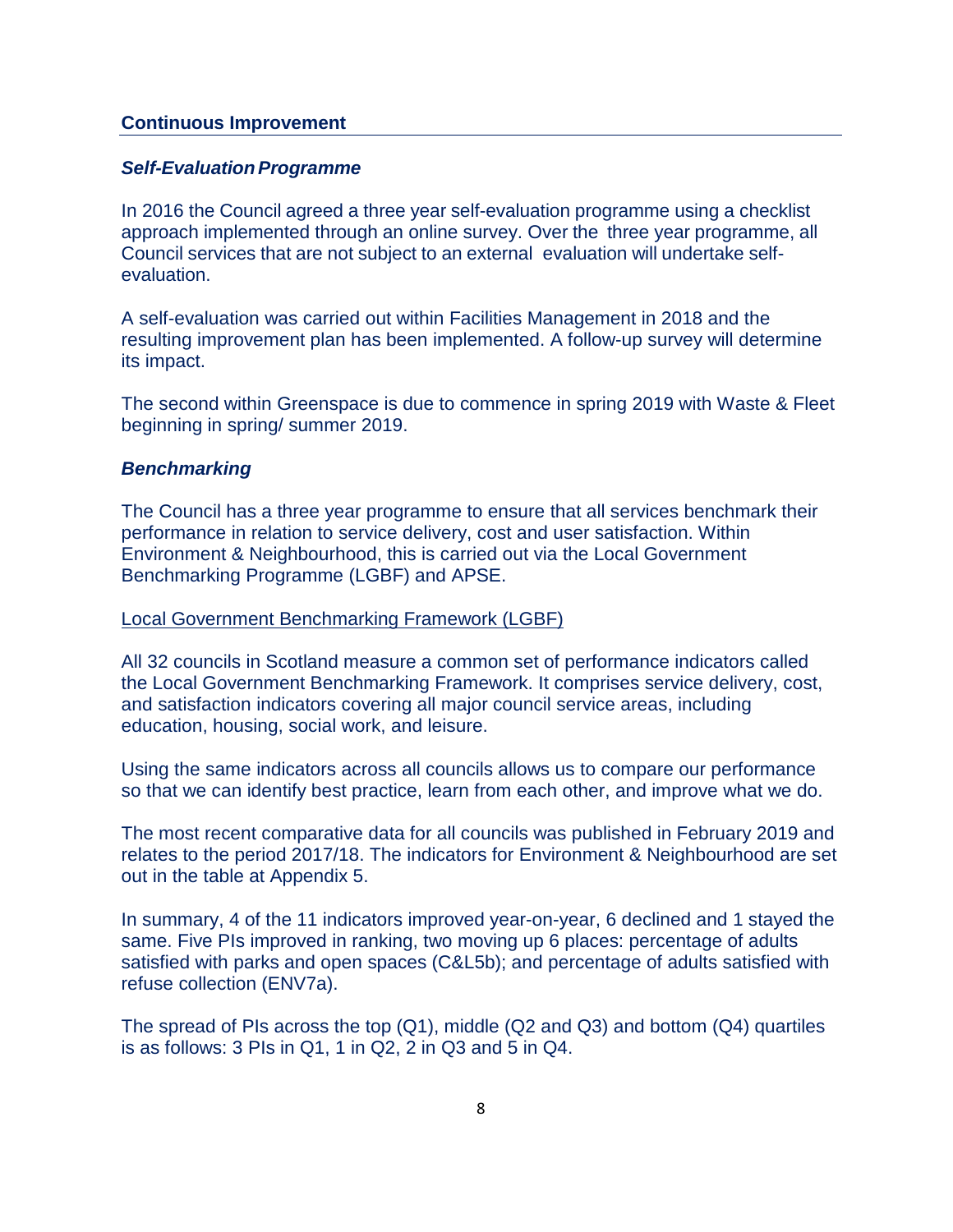## Continuous Improvement

### *Self-Evaluation Programme*

In 2016 the Council agreed a three year self-evaluation programme using a checklist approach implemented through an online survey. Over the three year programme, all Council services that are not subject to an external evaluation will undertake self-evaluation.

A self-evaluation was carried out within Facilities Management in 2018 and the resulting improvement plan has been implemented. A follow-up survey will determine its impact.

The second within Greenspace is due to commence in spring 2019 with Waste & Fleet beginning in spring/ summer 2019.

### *Benchmarking*

The Council has a three year programme to ensure that all services benchmark their performance in relation to service delivery, cost and user satisfaction. Within Environment & Neighbourhood, this is carried out via the Local Government Benchmarking Programme (LGBF) and APSE.

<u>Local Government Benchmarking Framework (LGBF)</u>

All 32 councils in Scotland measure a common set of performance indicators called the Local Government Benchmarking Framework. It comprises service delivery, cost, and satisfaction indicators covering all major council service areas, including education, housing, social work, and leisure.

Using the same indicators across all councils allows us to compare our performance so that we can identify best practice, learn from each other, and improve what we do.

The most recent comparative data for all councils was published in February 2019 and relates to the period 2017/18. The indicators for Environment & Neighbourhood are set out in the table at Appendix 5.

In summary, 4 of the 11 indicators improved year-on-year, 6 declined and 1 stayed the same. Five PIs improved in ranking, two moving up 6 places: percentage of adults satisfied with parks and open spaces (C&L5b); and percentage of adults satisfied with refuse collection (ENV7a).

The spread of PIs across the top (Q1), middle (Q2 and Q3) and bottom (Q4) quartiles is as follows: 3 PIs in Q1, 1 in Q2, 2 in Q3 and 5 in Q4.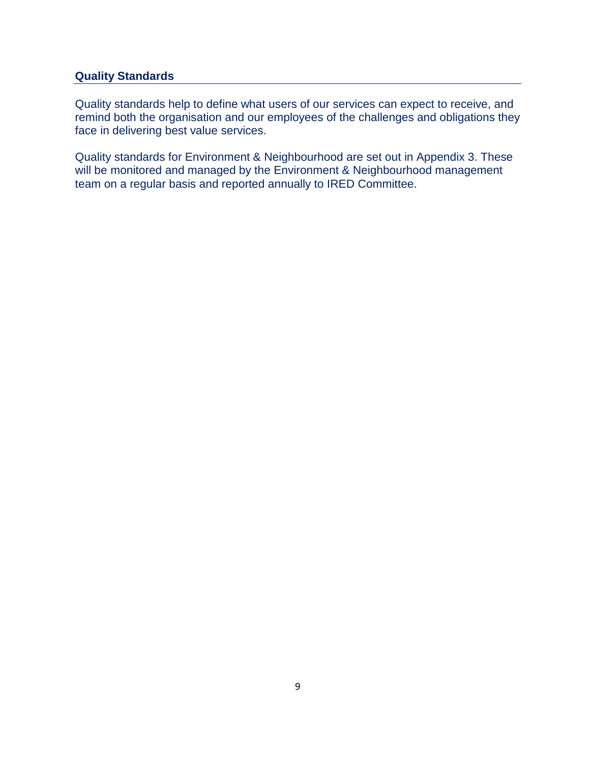## Quality Standards

Quality standards help to define what users of our services can expect to receive, and remind both the organisation and our employees of the challenges and obligations they face in delivering best value services.

Quality standards for Environment & Neighbourhood are set out in Appendix 3. These will be monitored and managed by the Environment & Neighbourhood management team on a regular basis and reported annually to IRED Committee.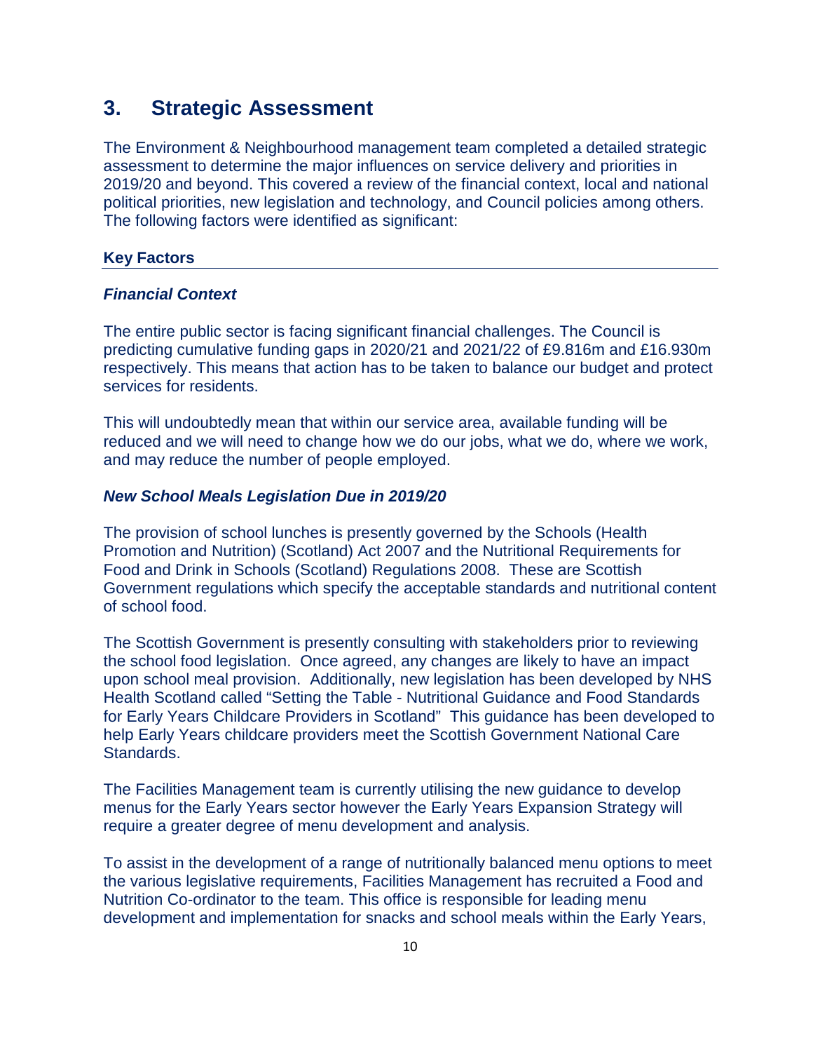## 3. Strategic Assessment

The Environment & Neighbourhood management team completed a detailed strategic assessment to determine the major influences on service delivery and priorities in 2019/20 and beyond. This covered a review of the financial context, local and national political priorities, new legislation and technology, and Council policies among others. The following factors were identified as significant:

### Key Factors

***Financial Context***

The entire public sector is facing significant financial challenges. The Council is predicting cumulative funding gaps in 2020/21 and 2021/22 of £9.816m and £16.930m respectively. This means that action has to be taken to balance our budget and protect services for residents.

This will undoubtedly mean that within our service area, available funding will be reduced and we will need to change how we do our jobs, what we do, where we work, and may reduce the number of people employed.

***New School Meals Legislation Due in 2019/20***

The provision of school lunches is presently governed by the Schools (Health Promotion and Nutrition) (Scotland) Act 2007 and the Nutritional Requirements for Food and Drink in Schools (Scotland) Regulations 2008. These are Scottish Government regulations which specify the acceptable standards and nutritional content of school food.

The Scottish Government is presently consulting with stakeholders prior to reviewing the school food legislation. Once agreed, any changes are likely to have an impact upon school meal provision. Additionally, new legislation has been developed by NHS Health Scotland called "Setting the Table - Nutritional Guidance and Food Standards for Early Years Childcare Providers in Scotland" This guidance has been developed to help Early Years childcare providers meet the Scottish Government National Care Standards.

The Facilities Management team is currently utilising the new guidance to develop menus for the Early Years sector however the Early Years Expansion Strategy will require a greater degree of menu development and analysis.

To assist in the development of a range of nutritionally balanced menu options to meet the various legislative requirements, Facilities Management has recruited a Food and Nutrition Co-ordinator to the team. This office is responsible for leading menu development and implementation for snacks and school meals within the Early Years,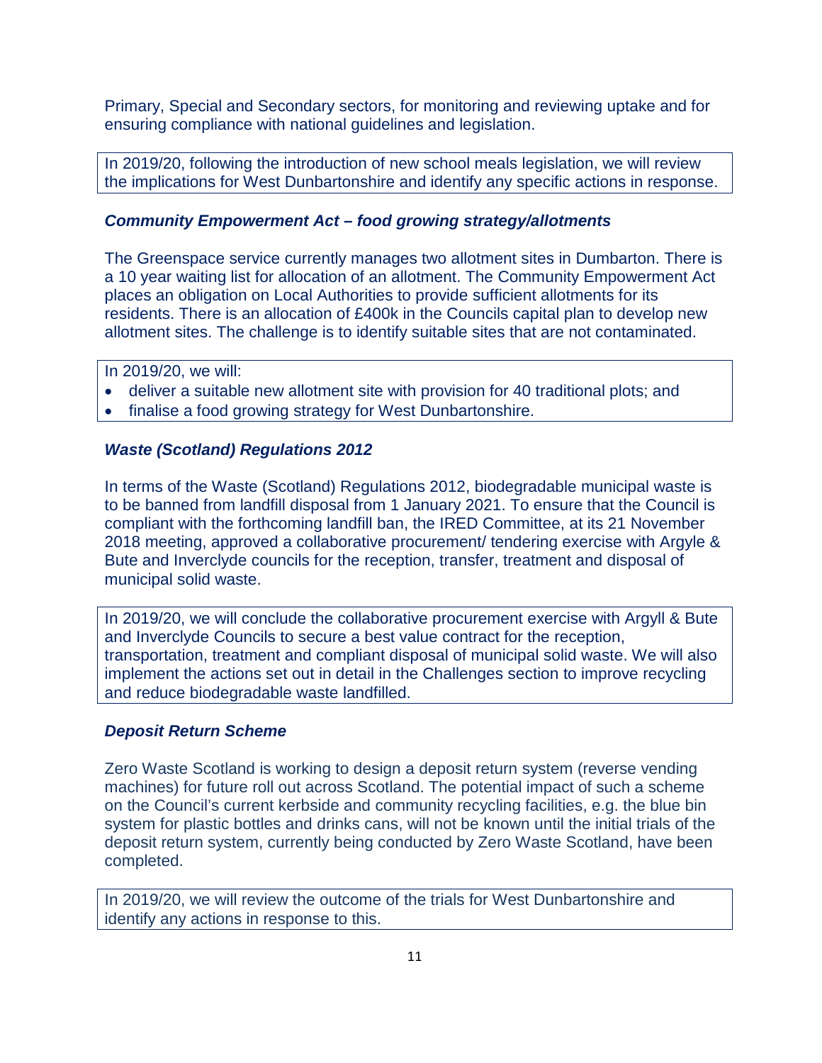Primary, Special and Secondary sectors, for monitoring and reviewing uptake and for ensuring compliance with national guidelines and legislation.

In 2019/20, following the introduction of new school meals legislation, we will review the implications for West Dunbartonshire and identify any specific actions in response.

### *Community Empowerment Act – food growing strategy/allotments*

The Greenspace service currently manages two allotment sites in Dumbarton. There is a 10 year waiting list for allocation of an allotment. The Community Empowerment Act places an obligation on Local Authorities to provide sufficient allotments for its residents. There is an allocation of £400k in the Councils capital plan to develop new allotment sites. The challenge is to identify suitable sites that are not contaminated.

In 2019/20, we will:

- deliver a suitable new allotment site with provision for 40 traditional plots; and
- finalise a food growing strategy for West Dunbartonshire.

### *Waste (Scotland) Regulations 2012*

In terms of the Waste (Scotland) Regulations 2012, biodegradable municipal waste is to be banned from landfill disposal from 1 January 2021. To ensure that the Council is compliant with the forthcoming landfill ban, the IRED Committee, at its 21 November 2018 meeting, approved a collaborative procurement/ tendering exercise with Argyle & Bute and Inverclyde councils for the reception, transfer, treatment and disposal of municipal solid waste.

In 2019/20, we will conclude the collaborative procurement exercise with Argyll & Bute and Inverclyde Councils to secure a best value contract for the reception, transportation, treatment and compliant disposal of municipal solid waste. We will also implement the actions set out in detail in the Challenges section to improve recycling and reduce biodegradable waste landfilled.

### *Deposit Return Scheme*

Zero Waste Scotland is working to design a deposit return system (reverse vending machines) for future roll out across Scotland. The potential impact of such a scheme on the Council's current kerbside and community recycling facilities, e.g. the blue bin system for plastic bottles and drinks cans, will not be known until the initial trials of the deposit return system, currently being conducted by Zero Waste Scotland, have been completed.

In 2019/20, we will review the outcome of the trials for West Dunbartonshire and identify any actions in response to this.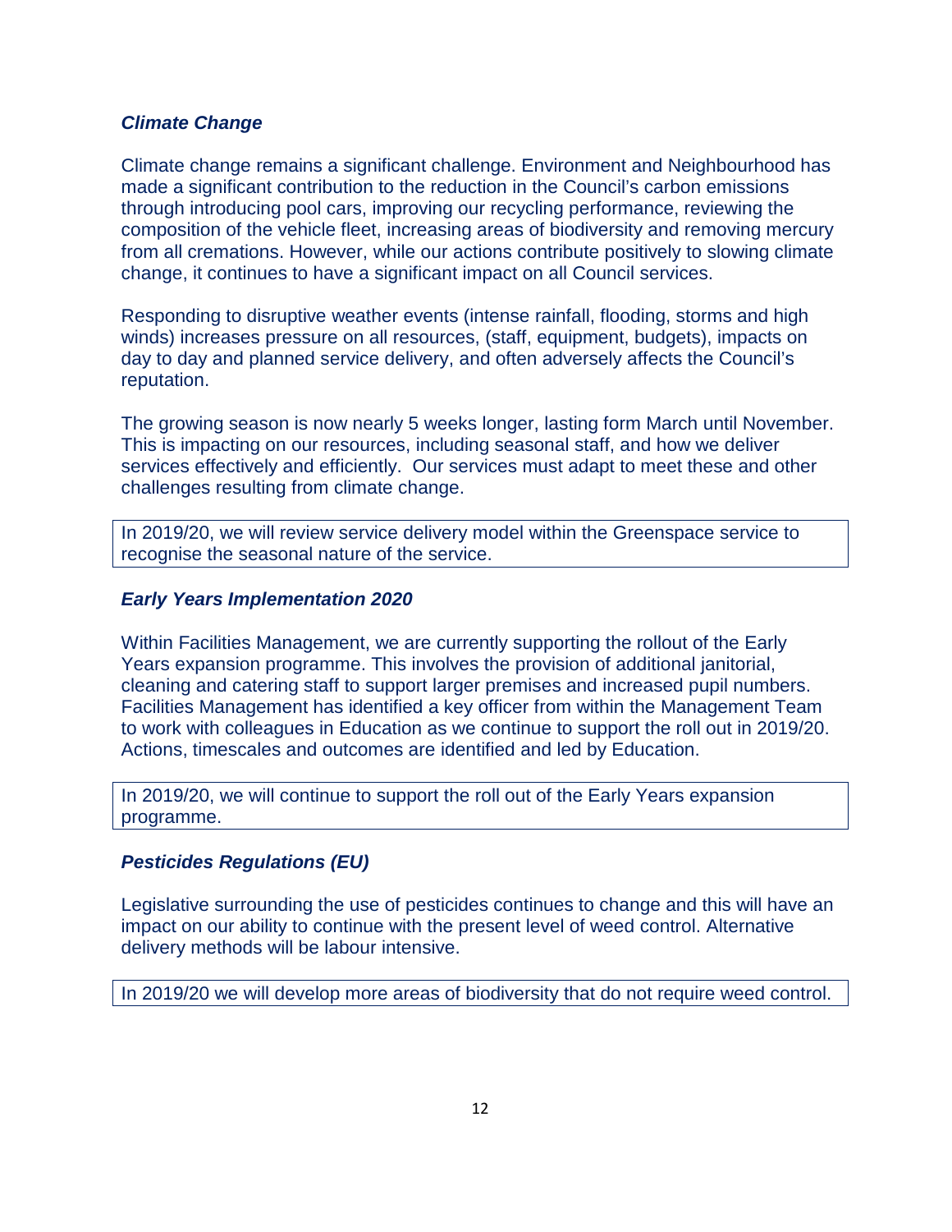### *Climate Change*

Climate change remains a significant challenge. Environment and Neighbourhood has made a significant contribution to the reduction in the Council's carbon emissions through introducing pool cars, improving our recycling performance, reviewing the composition of the vehicle fleet, increasing areas of biodiversity and removing mercury from all cremations. However, while our actions contribute positively to slowing climate change, it continues to have a significant impact on all Council services.

Responding to disruptive weather events (intense rainfall, flooding, storms and high winds) increases pressure on all resources, (staff, equipment, budgets), impacts on day to day and planned service delivery, and often adversely affects the Council's reputation.

The growing season is now nearly 5 weeks longer, lasting form March until November. This is impacting on our resources, including seasonal staff, and how we deliver services effectively and efficiently. Our services must adapt to meet these and other challenges resulting from climate change.

| In 2019/20, we will review service delivery model within the Greenspace service to recognise the seasonal nature of the service. |
|---|

### *Early Years Implementation 2020*

Within Facilities Management, we are currently supporting the rollout of the Early Years expansion programme. This involves the provision of additional janitorial, cleaning and catering staff to support larger premises and increased pupil numbers. Facilities Management has identified a key officer from within the Management Team to work with colleagues in Education as we continue to support the roll out in 2019/20. Actions, timescales and outcomes are identified and led by Education.

| In 2019/20, we will continue to support the roll out of the Early Years expansion programme. |
|---|

### *Pesticides Regulations (EU)*

Legislative surrounding the use of pesticides continues to change and this will have an impact on our ability to continue with the present level of weed control. Alternative delivery methods will be labour intensive.

| In 2019/20 we will develop more areas of biodiversity that do not require weed control. |
|---|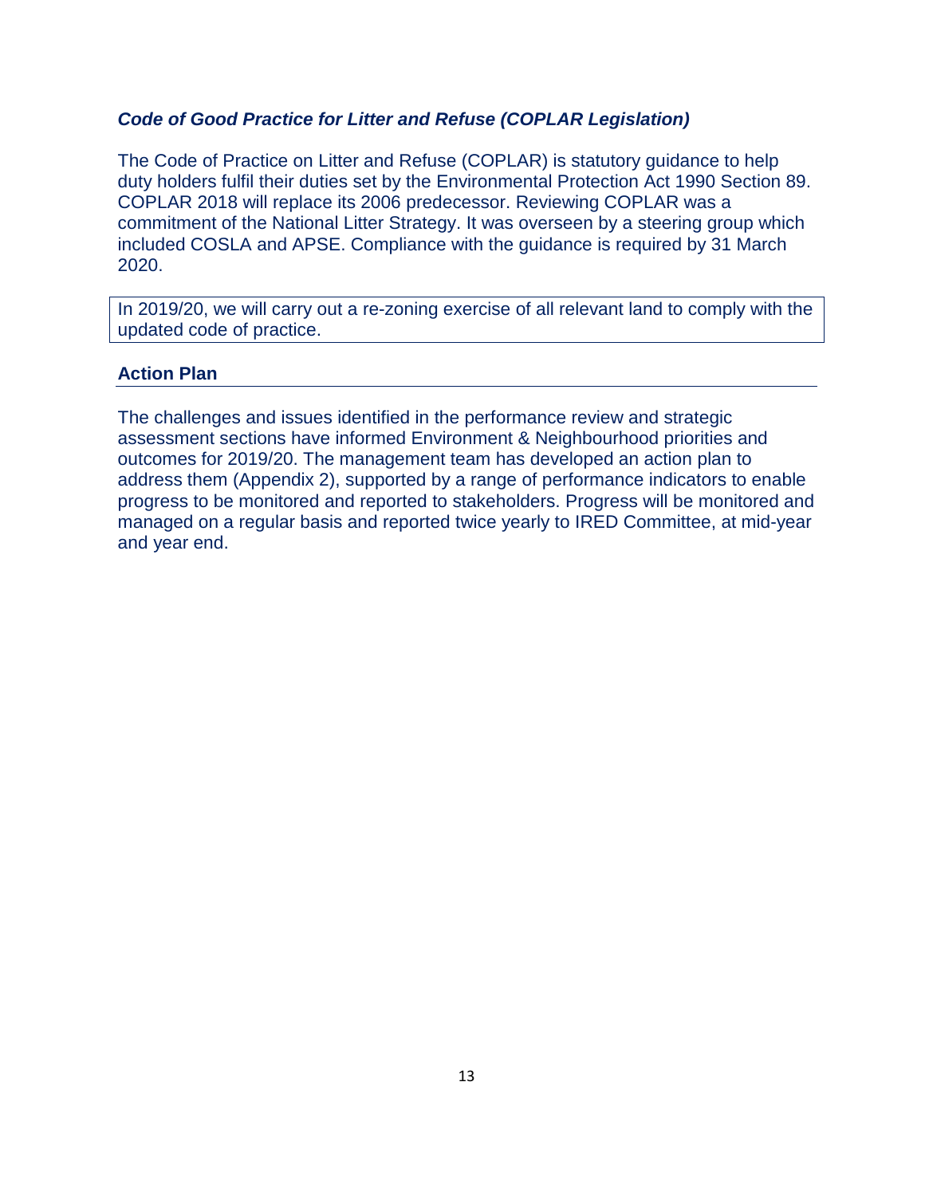### *Code of Good Practice for Litter and Refuse (COPLAR Legislation)*

The Code of Practice on Litter and Refuse (COPLAR) is statutory guidance to help duty holders fulfil their duties set by the Environmental Protection Act 1990 Section 89. COPLAR 2018 will replace its 2006 predecessor. Reviewing COPLAR was a commitment of the National Litter Strategy. It was overseen by a steering group which included COSLA and APSE. Compliance with the guidance is required by 31 March 2020.

In 2019/20, we will carry out a re-zoning exercise of all relevant land to comply with the updated code of practice.

## Action Plan

The challenges and issues identified in the performance review and strategic assessment sections have informed Environment & Neighbourhood priorities and outcomes for 2019/20. The management team has developed an action plan to address them (Appendix 2), supported by a range of performance indicators to enable progress to be monitored and reported to stakeholders. Progress will be monitored and managed on a regular basis and reported twice yearly to IRED Committee, at mid-year and year end.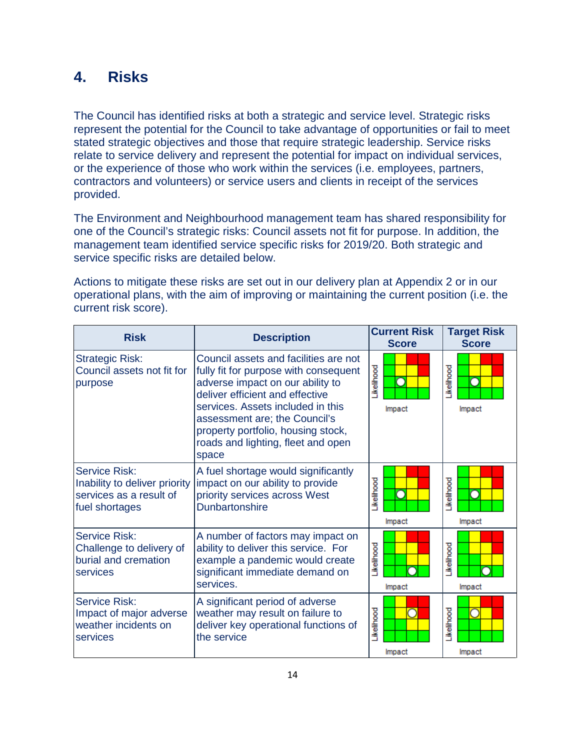## 4. Risks

The Council has identified risks at both a strategic and service level. Strategic risks represent the potential for the Council to take advantage of opportunities or fail to meet stated strategic objectives and those that require strategic leadership. Service risks relate to service delivery and represent the potential for impact on individual services, or the experience of those who work within the services (i.e. employees, partners, contractors and volunteers) or service users and clients in receipt of the services provided.

The Environment and Neighbourhood management team has shared responsibility for one of the Council's strategic risks: Council assets not fit for purpose. In addition, the management team identified service specific risks for 2019/20. Both strategic and service specific risks are detailed below.

Actions to mitigate these risks are set out in our delivery plan at Appendix 2 or in our operational plans, with the aim of improving or maintaining the current position (i.e. the current risk score).

| Risk | Description | Current Risk Score | Target Risk Score |
|---|---|---|---|
| Strategic Risk: Council assets not fit for purpose | Council assets and facilities are not fully fit for purpose with consequent adverse impact on our ability to deliver efficient and effective services. Assets included in this assessment are; the Council's property portfolio, housing stock, roads and lighting, fleet and open space | Likelihood / Impact | Likelihood / Impact |
| Service Risk: Inability to deliver priority services as a result of fuel shortages | A fuel shortage would significantly impact on our ability to provide priority services across West Dunbartonshire | Likelihood / Impact | Likelihood / Impact |
| Service Risk: Challenge to delivery of burial and cremation services | A number of factors may impact on ability to deliver this service. For example a pandemic would create significant immediate demand on services. | Likelihood / Impact | Likelihood / Impact |
| Service Risk: Impact of major adverse weather incidents on services | A significant period of adverse weather may result on failure to deliver key operational functions of the service | Likelihood / Impact | Likelihood / Impact |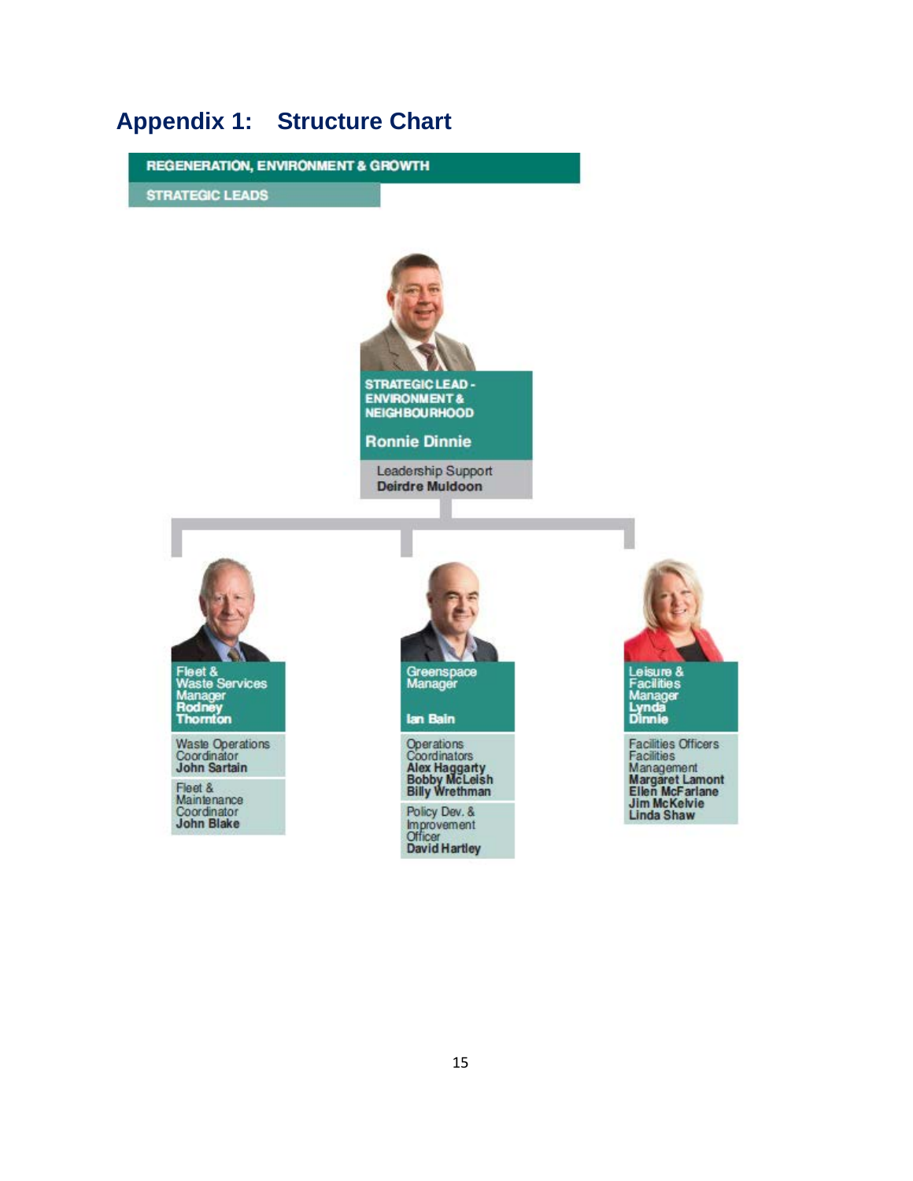## Appendix 1: Structure Chart

**REGENERATION, ENVIRONMENT & GROWTH**

**STRATEGIC LEADS**

**STRATEGIC LEAD - ENVIRONMENT & NEIGHBOURHOOD**
**Ronnie Dinnie**

Leadership Support
**Deirdre Muldoon**

---

**Fleet & Waste Services Manager**
**Rodney Thornton**

Waste Operations Coordinator
**John Sartain**

Fleet & Maintenance Coordinator
**John Blake**

---

**Greenspace Manager**
**Ian Bain**

Operations Coordinators
**Alex Haggarty**
**Bobby McLeish**
**Billy Wrethman**

Policy Dev. & Improvement Officer
**David Hartley**

---

**Leisure & Facilities Manager**
**Lynda Dinnie**

Facilities Officers Facilities Management
**Margaret Lamont**
**Ellen McFarlane**
**Jim McKelvie**
**Linda Shaw**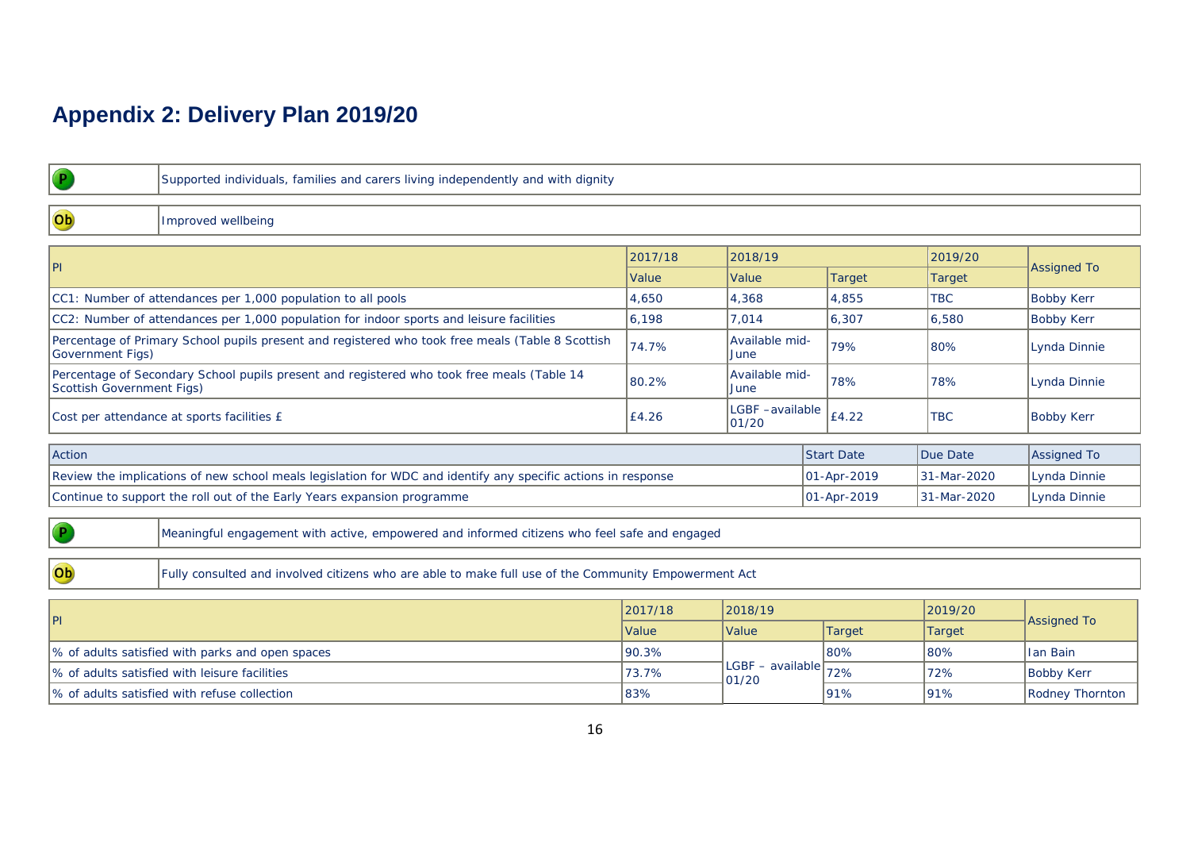# Appendix 2: Delivery Plan 2019/20

| P | Supported individuals, families and carers living independently and with dignity |
|---|---|

| Ob | Improved wellbeing |
|---|---|

| PI | 2017/18 | 2018/19 | | 2019/20 | Assigned To |
|---|---|---|---|---|---|
| | Value | Value | Target | Target | |
| CC1: Number of attendances per 1,000 population to all pools | 4,650 | 4,368 | 4,855 | TBC | Bobby Kerr |
| CC2: Number of attendances per 1,000 population for indoor sports and leisure facilities | 6,198 | 7,014 | 6,307 | 6,580 | Bobby Kerr |
| Percentage of Primary School pupils present and registered who took free meals (Table 8 Scottish Government Figs) | 74.7% | Available mid-June | 79% | 80% | Lynda Dinnie |
| Percentage of Secondary School pupils present and registered who took free meals (Table 14 Scottish Government Figs) | 80.2% | Available mid-June | 78% | 78% | Lynda Dinnie |
| Cost per attendance at sports facilities £ | £4.26 | LGBF –available 01/20 | £4.22 | TBC | Bobby Kerr |

| Action | Start Date | Due Date | Assigned To |
|---|---|---|---|
| Review the implications of new school meals legislation for WDC and identify any specific actions in response | 01-Apr-2019 | 31-Mar-2020 | Lynda Dinnie |
| Continue to support the roll out of the Early Years expansion programme | 01-Apr-2019 | 31-Mar-2020 | Lynda Dinnie |

| P | Meaningful engagement with active, empowered and informed citizens who feel safe and engaged |
|---|---|

| Ob | Fully consulted and involved citizens who are able to make full use of the Community Empowerment Act |
|---|---|

| PI | 2017/18 | 2018/19 | | 2019/20 | Assigned To |
|---|---|---|---|---|---|
| | Value | Value | Target | Target | |
| % of adults satisfied with parks and open spaces | 90.3% | LGBF – available 01/20 | 80% | 80% | Ian Bain |
| % of adults satisfied with leisure facilities | 73.7% | | 72% | 72% | Bobby Kerr |
| % of adults satisfied with refuse collection | 83% | | 91% | 91% | Rodney Thornton |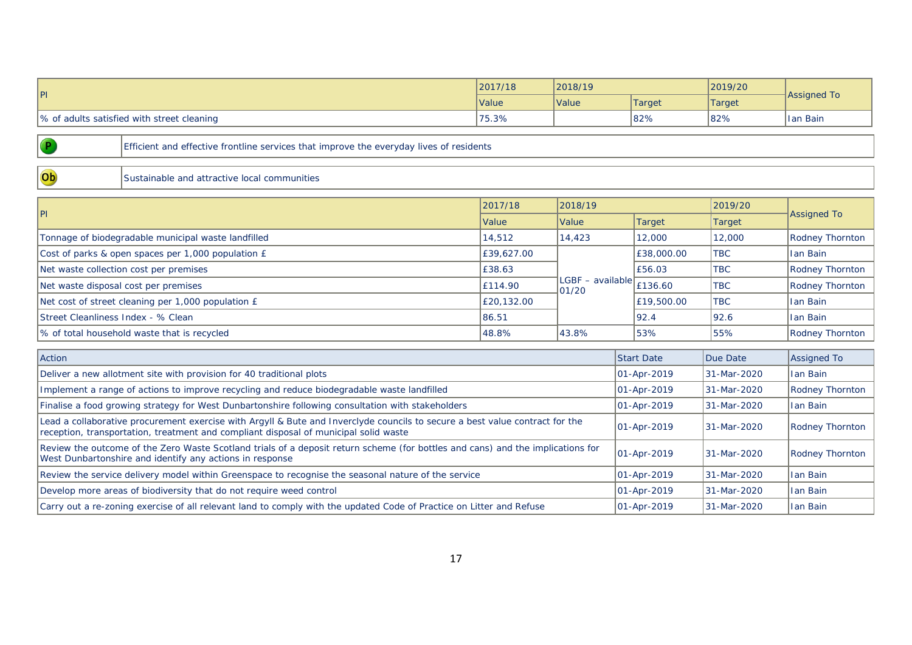| PI | 2017/18 | 2018/19 | | 2019/20 | Assigned To |
|---|---|---|---|---|---|
| | Value | Value | Target | Target | |
| % of adults satisfied with street cleaning | 75.3% | | 82% | 82% | Ian Bain |

| P | Efficient and effective frontline services that improve the everyday lives of residents |
|---|---|

| Ob | Sustainable and attractive local communities |
|---|---|

| PI | 2017/18 | 2018/19 | | 2019/20 | Assigned To |
|---|---|---|---|---|---|
| | Value | Value | Target | Target | |
| Tonnage of biodegradable municipal waste landfilled | 14,512 | 14,423 | 12,000 | 12,000 | Rodney Thornton |
| Cost of parks & open spaces per 1,000 population £ | £39,627.00 | LGBF – available 01/20 | £38,000.00 | TBC | Ian Bain |
| Net waste collection cost per premises | £38.63 | | £56.03 | TBC | Rodney Thornton |
| Net waste disposal cost per premises | £114.90 | | £136.60 | TBC | Rodney Thornton |
| Net cost of street cleaning per 1,000 population £ | £20,132.00 | | £19,500.00 | TBC | Ian Bain |
| Street Cleanliness Index - % Clean | 86.51 | | 92.4 | 92.6 | Ian Bain |
| % of total household waste that is recycled | 48.8% | 43.8% | 53% | 55% | Rodney Thornton |

| Action | Start Date | Due Date | Assigned To |
|---|---|---|---|
| Deliver a new allotment site with provision for 40 traditional plots | 01-Apr-2019 | 31-Mar-2020 | Ian Bain |
| Implement a range of actions to improve recycling and reduce biodegradable waste landfilled | 01-Apr-2019 | 31-Mar-2020 | Rodney Thornton |
| Finalise a food growing strategy for West Dunbartonshire following consultation with stakeholders | 01-Apr-2019 | 31-Mar-2020 | Ian Bain |
| Lead a collaborative procurement exercise with Argyll & Bute and Inverclyde councils to secure a best value contract for the reception, transportation, treatment and compliant disposal of municipal solid waste | 01-Apr-2019 | 31-Mar-2020 | Rodney Thornton |
| Review the outcome of the Zero Waste Scotland trials of a deposit return scheme (for bottles and cans) and the implications for West Dunbartonshire and identify any actions in response | 01-Apr-2019 | 31-Mar-2020 | Rodney Thornton |
| Review the service delivery model within Greenspace to recognise the seasonal nature of the service | 01-Apr-2019 | 31-Mar-2020 | Ian Bain |
| Develop more areas of biodiversity that do not require weed control | 01-Apr-2019 | 31-Mar-2020 | Ian Bain |
| Carry out a re-zoning exercise of all relevant land to comply with the updated Code of Practice on Litter and Refuse | 01-Apr-2019 | 31-Mar-2020 | Ian Bain |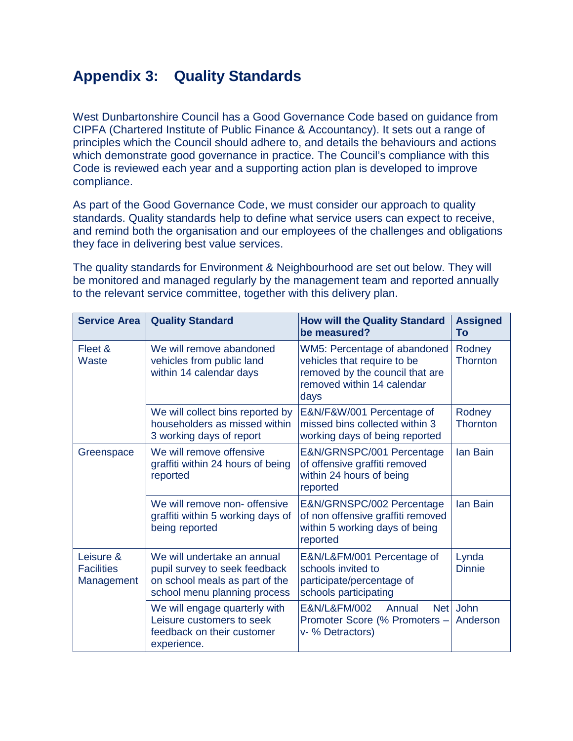## Appendix 3: Quality Standards

West Dunbartonshire Council has a Good Governance Code based on guidance from CIPFA (Chartered Institute of Public Finance & Accountancy). It sets out a range of principles which the Council should adhere to, and details the behaviours and actions which demonstrate good governance in practice. The Council's compliance with this Code is reviewed each year and a supporting action plan is developed to improve compliance.

As part of the Good Governance Code, we must consider our approach to quality standards. Quality standards help to define what service users can expect to receive, and remind both the organisation and our employees of the challenges and obligations they face in delivering best value services.

The quality standards for Environment & Neighbourhood are set out below. They will be monitored and managed regularly by the management team and reported annually to the relevant service committee, together with this delivery plan.

| Service Area | Quality Standard | How will the Quality Standard be measured? | Assigned To |
|---|---|---|---|
| Fleet & Waste | We will remove abandoned vehicles from public land within 14 calendar days | WM5: Percentage of abandoned vehicles that require to be removed by the council that are removed within 14 calendar days | Rodney Thornton |
| | We will collect bins reported by householders as missed within 3 working days of report | E&N/F&W/001 Percentage of missed bins collected within 3 working days of being reported | Rodney Thornton |
| Greenspace | We will remove offensive graffiti within 24 hours of being reported | E&N/GRNSPC/001 Percentage of offensive graffiti removed within 24 hours of being reported | Ian Bain |
| | We will remove non- offensive graffiti within 5 working days of being reported | E&N/GRNSPC/002 Percentage of non offensive graffiti removed within 5 working days of being reported | Ian Bain |
| Leisure & Facilities Management | We will undertake an annual pupil survey to seek feedback on school meals as part of the school menu planning process | E&N/L&FM/001 Percentage of schools invited to participate/percentage of schools participating | Lynda Dinnie |
| | We will engage quarterly with Leisure customers to seek feedback on their customer experience. | E&N/L&FM/002 Annual Net Promoter Score (% Promoters – v- % Detractors) | John Anderson |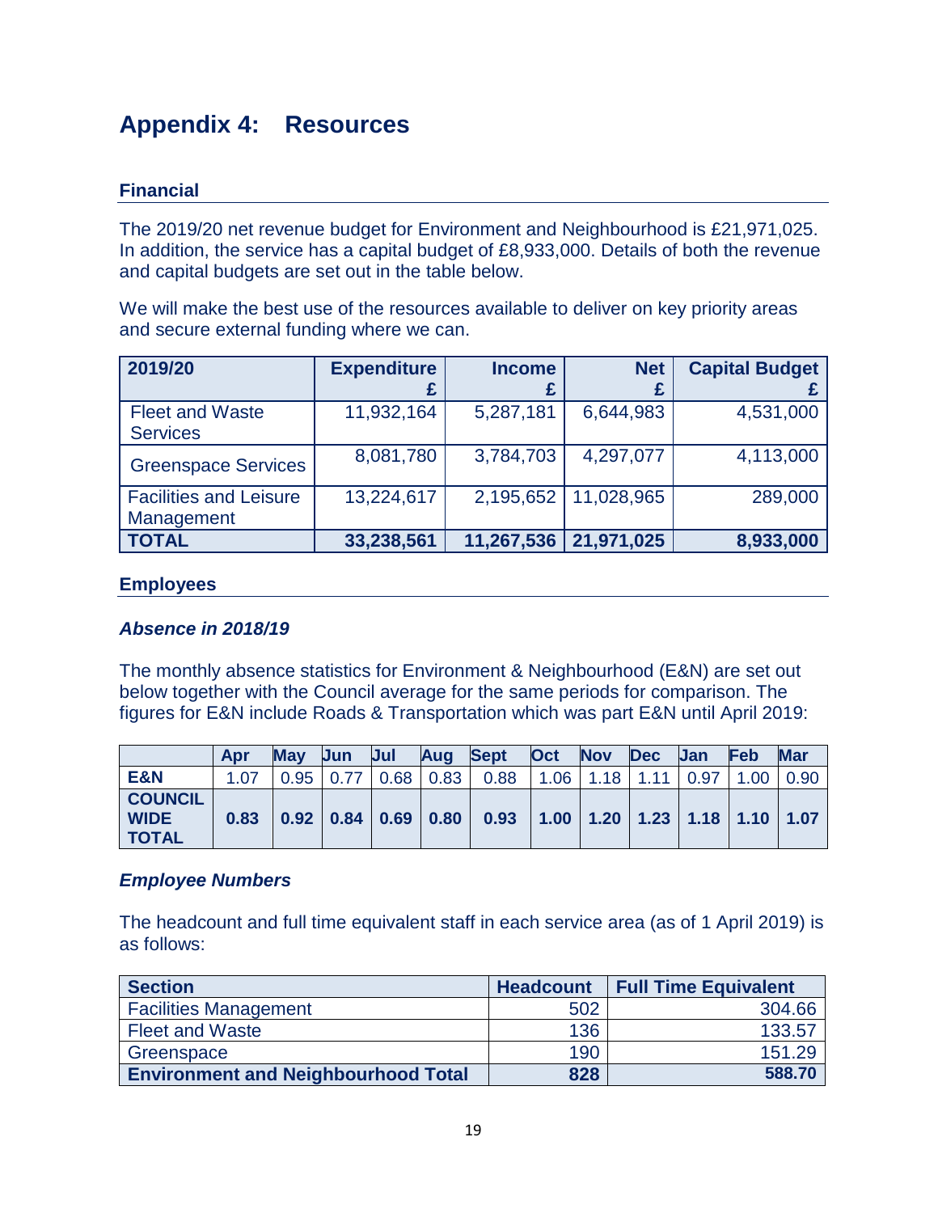# Appendix 4: Resources

## Financial

The 2019/20 net revenue budget for Environment and Neighbourhood is £21,971,025. In addition, the service has a capital budget of £8,933,000. Details of both the revenue and capital budgets are set out in the table below.

We will make the best use of the resources available to deliver on key priority areas and secure external funding where we can.

| 2019/20 | Expenditure £ | Income £ | Net £ | Capital Budget £ |
|---|---:|---:|---:|---:|
| Fleet and Waste Services | 11,932,164 | 5,287,181 | 6,644,983 | 4,531,000 |
| Greenspace Services | 8,081,780 | 3,784,703 | 4,297,077 | 4,113,000 |
| Facilities and Leisure Management | 13,224,617 | 2,195,652 | 11,028,965 | 289,000 |
| **TOTAL** | **33,238,561** | **11,267,536** | **21,971,025** | **8,933,000** |

## Employees

### *Absence in 2018/19*

The monthly absence statistics for Environment & Neighbourhood (E&N) are set out below together with the Council average for the same periods for comparison. The figures for E&N include Roads & Transportation which was part E&N until April 2019:

| | Apr | May | Jun | Jul | Aug | Sept | Oct | Nov | Dec | Jan | Feb | Mar |
|---|---|---|---|---|---|---|---|---|---|---|---|---|
| **E&N** | 1.07 | 0.95 | 0.77 | 0.68 | 0.83 | 0.88 | 1.06 | 1.18 | 1.11 | 0.97 | 1.00 | 0.90 |
| **COUNCIL WIDE TOTAL** | **0.83** | **0.92** | **0.84** | **0.69** | **0.80** | **0.93** | **1.00** | **1.20** | **1.23** | **1.18** | **1.10** | **1.07** |

### *Employee Numbers*

The headcount and full time equivalent staff in each service area (as of 1 April 2019) is as follows:

| Section | Headcount | Full Time Equivalent |
|---|---:|---:|
| Facilities Management | 502 | 304.66 |
| Fleet and Waste | 136 | 133.57 |
| Greenspace | 190 | 151.29 |
| **Environment and Neighbourhood Total** | **828** | **588.70** |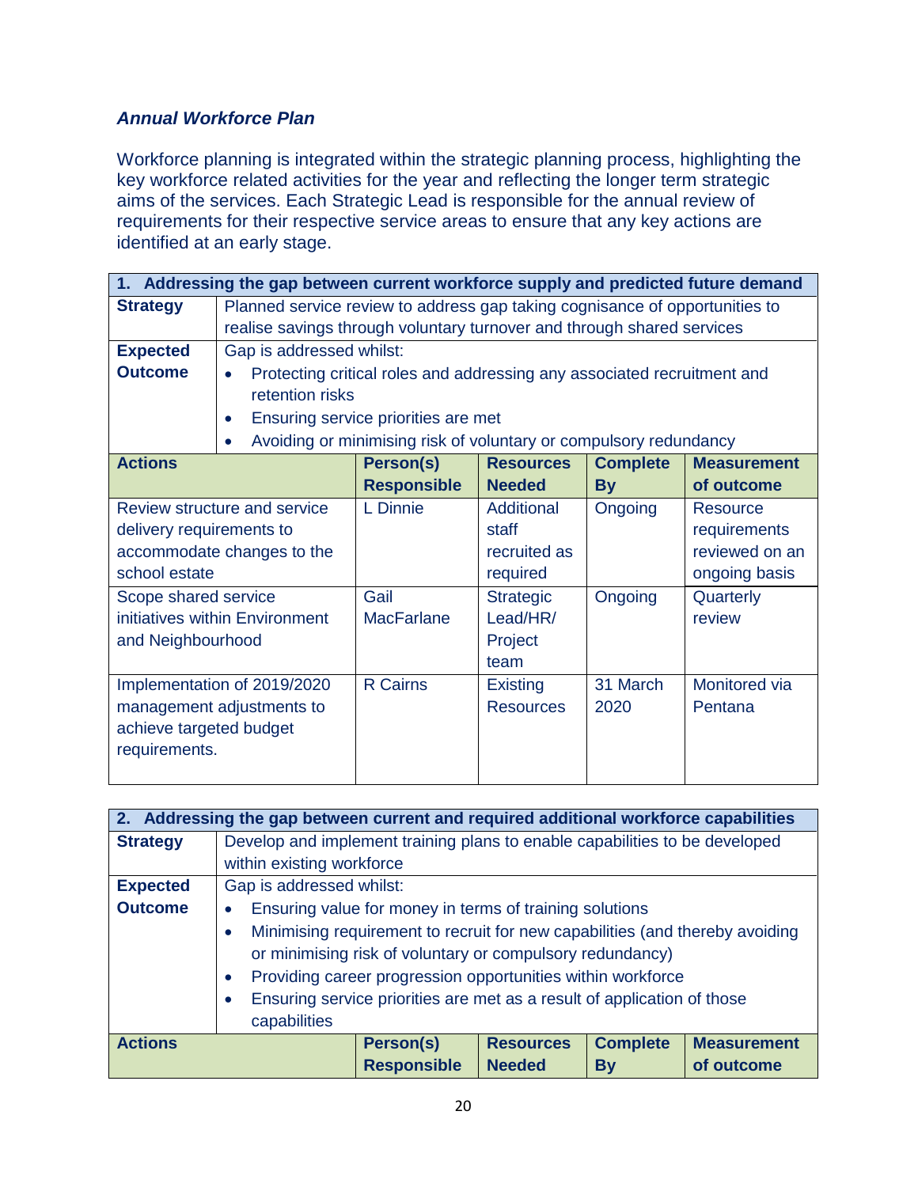### *Annual Workforce Plan*

Workforce planning is integrated within the strategic planning process, highlighting the key workforce related activities for the year and reflecting the longer term strategic aims of the services. Each Strategic Lead is responsible for the annual review of requirements for their respective service areas to ensure that any key actions are identified at an early stage.

| **1. Addressing the gap between current workforce supply and predicted future demand** | | | | |
|---|---|---|---|---|
| **Strategy** | Planned service review to address gap taking cognisance of opportunities to realise savings through voluntary turnover and through shared services | | | |
| **Expected Outcome** | Gap is addressed whilst:<br>• Protecting critical roles and addressing any associated recruitment and retention risks<br>• Ensuring service priorities are met<br>• Avoiding or minimising risk of voluntary or compulsory redundancy | | | |
| **Actions** | **Person(s) Responsible** | **Resources Needed** | **Complete By** | **Measurement of outcome** |
| Review structure and service delivery requirements to accommodate changes to the school estate | L Dinnie | Additional staff recruited as required | Ongoing | Resource requirements reviewed on an ongoing basis |
| Scope shared service initiatives within Environment and Neighbourhood | Gail MacFarlane | Strategic Lead/HR/ Project team | Ongoing | Quarterly review |
| Implementation of 2019/2020 management adjustments to achieve targeted budget requirements. | R Cairns | Existing Resources | 31 March 2020 | Monitored via Pentana |

| **2. Addressing the gap between current and required additional workforce capabilities** | | | | |
|---|---|---|---|---|
| **Strategy** | Develop and implement training plans to enable capabilities to be developed within existing workforce | | | |
| **Expected Outcome** | Gap is addressed whilst:<br>• Ensuring value for money in terms of training solutions<br>• Minimising requirement to recruit for new capabilities (and thereby avoiding or minimising risk of voluntary or compulsory redundancy)<br>• Providing career progression opportunities within workforce<br>• Ensuring service priorities are met as a result of application of those capabilities | | | |
| **Actions** | **Person(s) Responsible** | **Resources Needed** | **Complete By** | **Measurement of outcome** |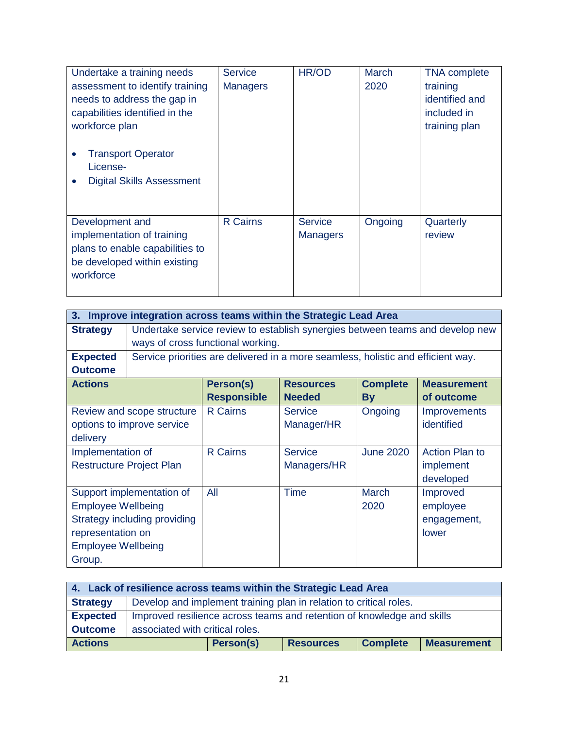| | | | | |
|---|---|---|---|---|
| Undertake a training needs assessment to identify training needs to address the gap in capabilities identified in the workforce plan<br><br>• Transport Operator License-<br>• Digital Skills Assessment | Service Managers | HR/OD | March 2020 | TNA complete training identified and included in training plan |
| Development and implementation of training plans to enable capabilities to be developed within existing workforce | R Cairns | Service Managers | Ongoing | Quarterly review |

| **3. Improve integration across teams within the Strategic Lead Area** | | | | |
|---|---|---|---|---|
| **Strategy** | Undertake service review to establish synergies between teams and develop new ways of cross functional working. | | | |
| **Expected Outcome** | Service priorities are delivered in a more seamless, holistic and efficient way. | | | |
| **Actions** | **Person(s) Responsible** | **Resources Needed** | **Complete By** | **Measurement of outcome** |
| Review and scope structure options to improve service delivery | R Cairns | Service Manager/HR | Ongoing | Improvements identified |
| Implementation of Restructure Project Plan | R Cairns | Service Managers/HR | June 2020 | Action Plan to implement developed |
| Support implementation of Employee Wellbeing Strategy including providing representation on Employee Wellbeing Group. | All | Time | March 2020 | Improved employee engagement, lower |

| **4. Lack of resilience across teams within the Strategic Lead Area** | | | | |
|---|---|---|---|---|
| **Strategy** | Develop and implement training plan in relation to critical roles. | | | |
| **Expected Outcome** | Improved resilience across teams and retention of knowledge and skills associated with critical roles. | | | |
| **Actions** | **Person(s)** | **Resources** | **Complete** | **Measurement** |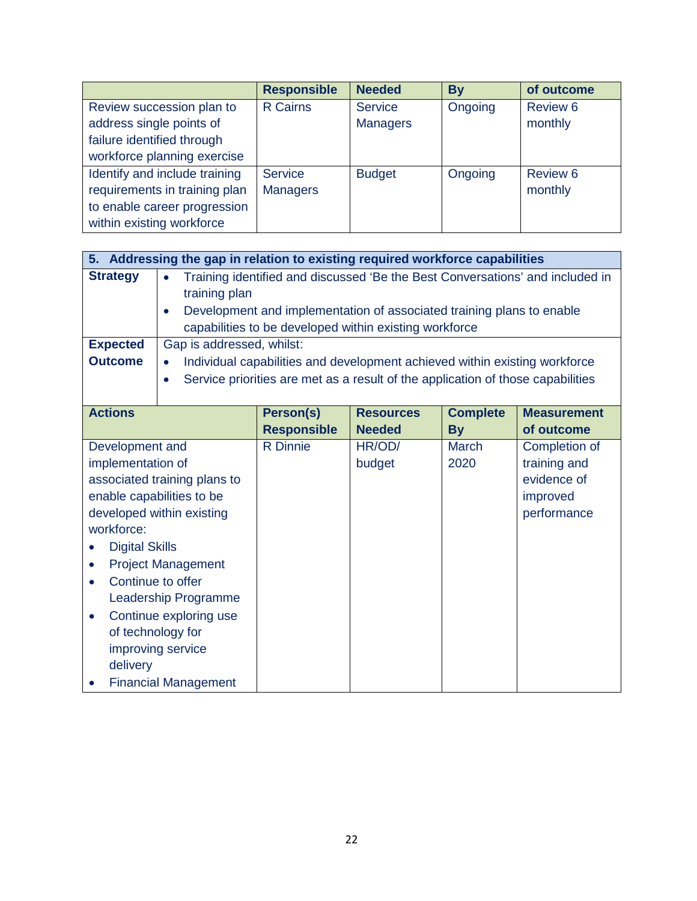| | Responsible | Needed | By | of outcome |
|---|---|---|---|---|
| Review succession plan to address single points of failure identified through workforce planning exercise | R Cairns | Service Managers | Ongoing | Review 6 monthly |
| Identify and include training requirements in training plan to enable career progression within existing workforce | Service Managers | Budget | Ongoing | Review 6 monthly |

| **5. Addressing the gap in relation to existing required workforce capabilities** | | | | |
|---|---|---|---|---|
| **Strategy** | • Training identified and discussed 'Be the Best Conversations' and included in training plan<br>• Development and implementation of associated training plans to enable capabilities to be developed within existing workforce | | | |
| **Expected Outcome** | Gap is addressed, whilst:<br>• Individual capabilities and development achieved within existing workforce<br>• Service priorities are met as a result of the application of those capabilities | | | |
| **Actions** | **Person(s) Responsible** | **Resources Needed** | **Complete By** | **Measurement of outcome** |
| Development and implementation of associated training plans to enable capabilities to be developed within existing workforce:<br>• Digital Skills<br>• Project Management<br>• Continue to offer Leadership Programme<br>• Continue exploring use of technology for improving service delivery<br>• Financial Management | R Dinnie | HR/OD/ budget | March 2020 | Completion of training and evidence of improved performance |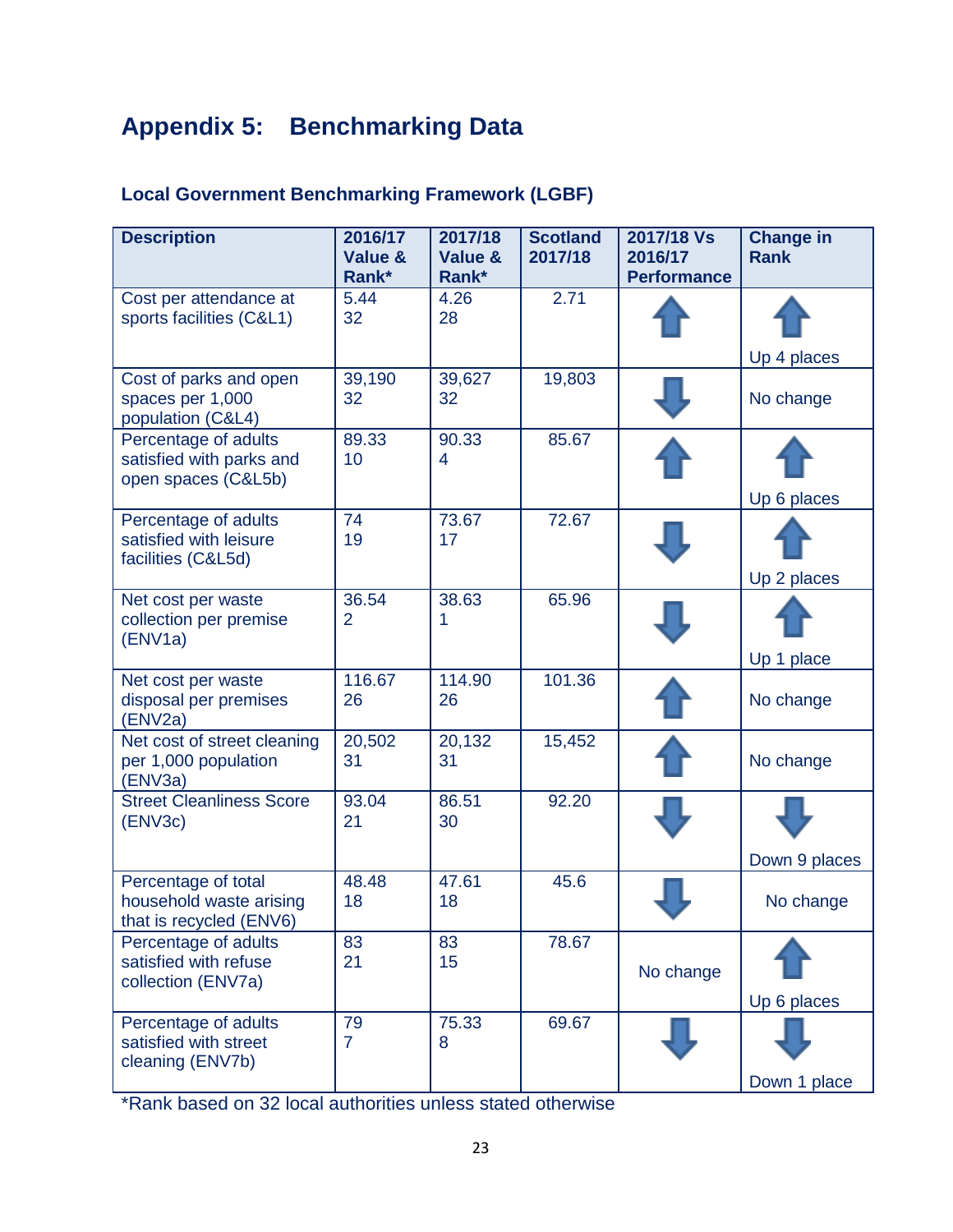# Appendix 5: Benchmarking Data

### Local Government Benchmarking Framework (LGBF)

| Description | 2016/17 Value & Rank* | 2017/18 Value & Rank* | Scotland 2017/18 | 2017/18 Vs 2016/17 Performance | Change in Rank |
|---|---|---|---|---|---|
| Cost per attendance at sports facilities (C&L1) | 5.44<br>32 | 4.26<br>28 | 2.71 | ⬆ | ⬆ Up 4 places |
| Cost of parks and open spaces per 1,000 population (C&L4) | 39,190<br>32 | 39,627<br>32 | 19,803 | ⬇ | No change |
| Percentage of adults satisfied with parks and open spaces (C&L5b) | 89.33<br>10 | 90.33<br>4 | 85.67 | ⬆ | ⬆ Up 6 places |
| Percentage of adults satisfied with leisure facilities (C&L5d) | 74<br>19 | 73.67<br>17 | 72.67 | ⬇ | ⬆ Up 2 places |
| Net cost per waste collection per premise (ENV1a) | 36.54<br>2 | 38.63<br>1 | 65.96 | ⬇ | ⬆ Up 1 place |
| Net cost per waste disposal per premises (ENV2a) | 116.67<br>26 | 114.90<br>26 | 101.36 | ⬆ | No change |
| Net cost of street cleaning per 1,000 population (ENV3a) | 20,502<br>31 | 20,132<br>31 | 15,452 | ⬆ | No change |
| Street Cleanliness Score (ENV3c) | 93.04<br>21 | 86.51<br>30 | 92.20 | ⬇ | ⬇ Down 9 places |
| Percentage of total household waste arising that is recycled (ENV6) | 48.48<br>18 | 47.61<br>18 | 45.6 | ⬇ | No change |
| Percentage of adults satisfied with refuse collection (ENV7a) | 83<br>21 | 83<br>15 | 78.67 | No change | ⬆ Up 6 places |
| Percentage of adults satisfied with street cleaning (ENV7b) | 79<br>7 | 75.33<br>8 | 69.67 | ⬇ | ⬇ Down 1 place |

*Rank based on 32 local authorities unless stated otherwise